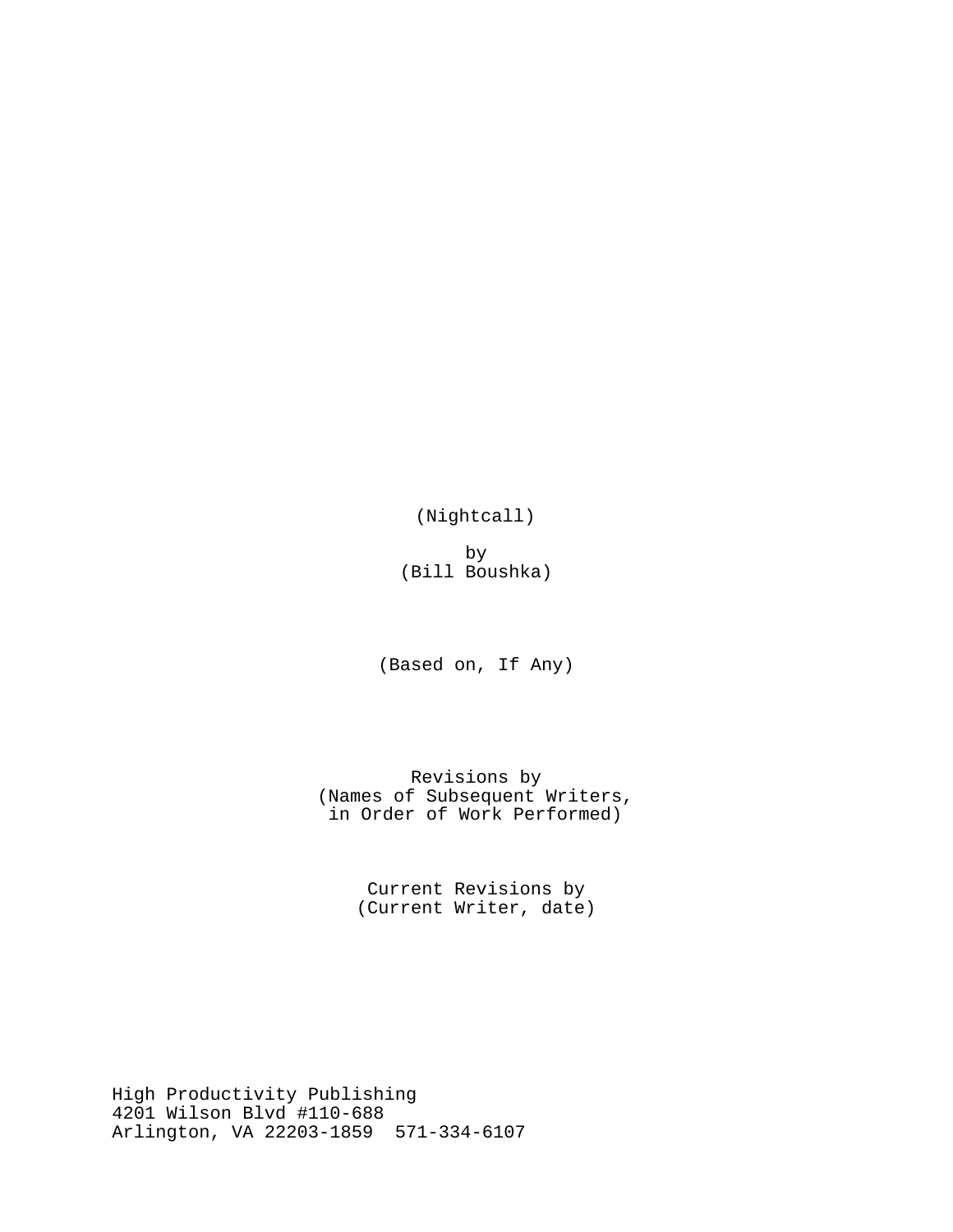(Nightcall)

by
(Bill Boushka)

(Based on, If Any)

Revisions by
(Names of Subsequent Writers,
in Order of Work Performed)

Current Revisions by
(Current Writer, date)

High Productivity Publishing
4201 Wilson Blvd #110-688
Arlington, VA 22203-1859  571-334-6107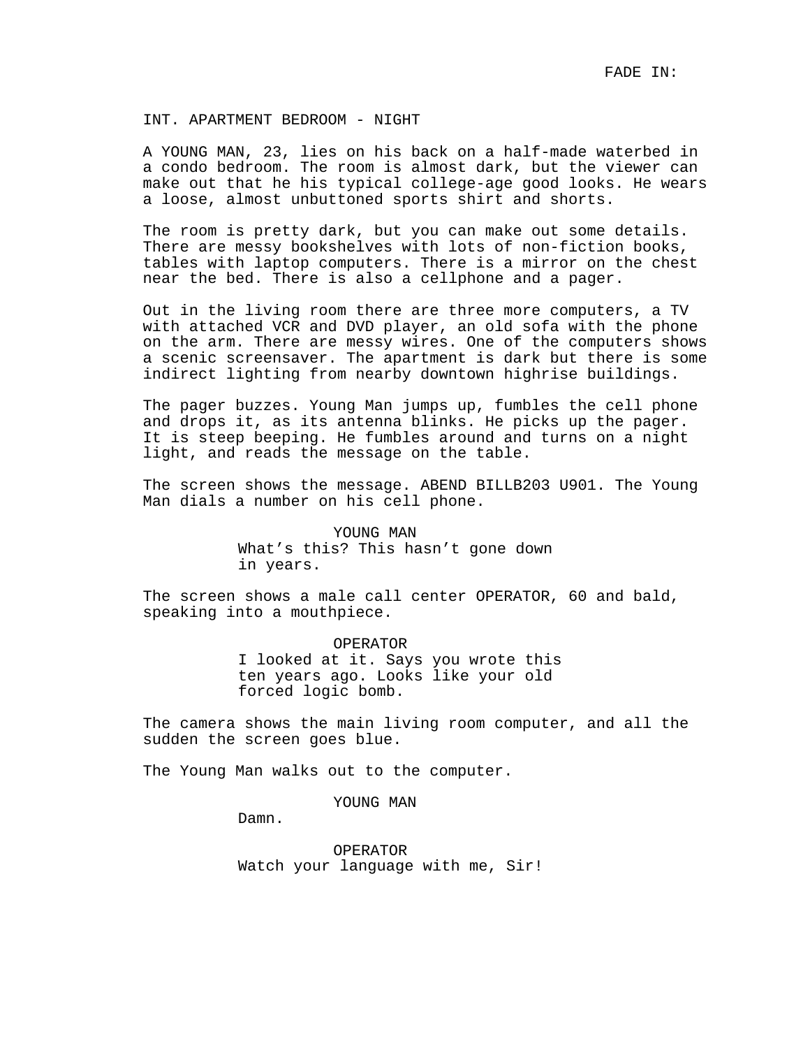FADE IN:

INT. APARTMENT BEDROOM - NIGHT

A YOUNG MAN, 23, lies on his back on a half-made waterbed in a condo bedroom. The room is almost dark, but the viewer can make out that he his typical college-age good looks. He wears a loose, almost unbuttoned sports shirt and shorts.

The room is pretty dark, but you can make out some details. There are messy bookshelves with lots of non-fiction books, tables with laptop computers. There is a mirror on the chest near the bed. There is also a cellphone and a pager.

Out in the living room there are three more computers, a TV with attached VCR and DVD player, an old sofa with the phone on the arm. There are messy wires. One of the computers shows a scenic screensaver. The apartment is dark but there is some indirect lighting from nearby downtown highrise buildings.

The pager buzzes. Young Man jumps up, fumbles the cell phone and drops it, as its antenna blinks. He picks up the pager. It is steep beeping. He fumbles around and turns on a night light, and reads the message on the table.

The screen shows the message. ABEND BILLB203 U901. The Young Man dials a number on his cell phone.

YOUNG MAN
What's this? This hasn't gone down in years.

The screen shows a male call center OPERATOR, 60 and bald, speaking into a mouthpiece.

OPERATOR
I looked at it. Says you wrote this ten years ago. Looks like your old forced logic bomb.

The camera shows the main living room computer, and all the sudden the screen goes blue.

The Young Man walks out to the computer.

YOUNG MAN
Damn.

OPERATOR
Watch your language with me, Sir!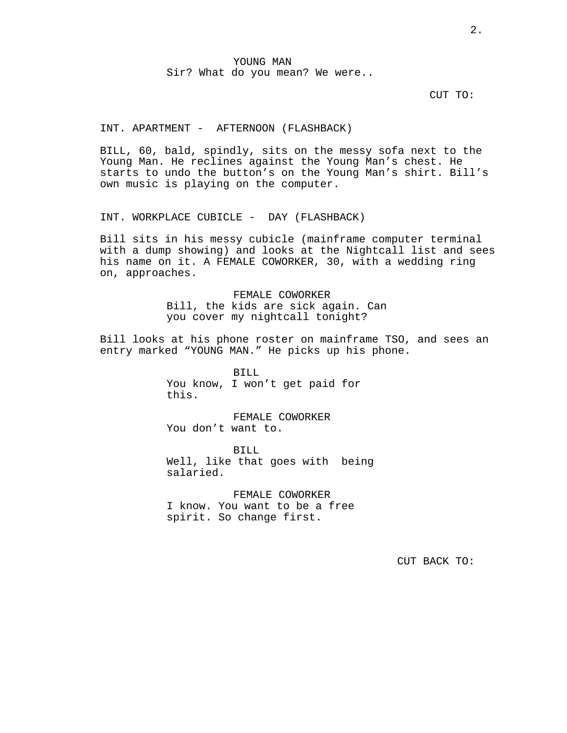YOUNG MAN
Sir? What do you mean? We were..

CUT TO:

INT. APARTMENT - AFTERNOON (FLASHBACK)

BILL, 60, bald, spindly, sits on the messy sofa next to the Young Man. He reclines against the Young Man's chest. He starts to undo the button's on the Young Man's shirt. Bill's own music is playing on the computer.

INT. WORKPLACE CUBICLE - DAY (FLASHBACK)

Bill sits in his messy cubicle (mainframe computer terminal with a dump showing) and looks at the Nightcall list and sees his name on it. A FEMALE COWORKER, 30, with a wedding ring on, approaches.

FEMALE COWORKER
Bill, the kids are sick again. Can you cover my nightcall tonight?

Bill looks at his phone roster on mainframe TSO, and sees an entry marked "YOUNG MAN." He picks up his phone.

BILL
You know, I won't get paid for this.

FEMALE COWORKER
You don't want to.

BILL
Well, like that goes with being salaried.

FEMALE COWORKER
I know. You want to be a free spirit. So change first.

CUT BACK TO: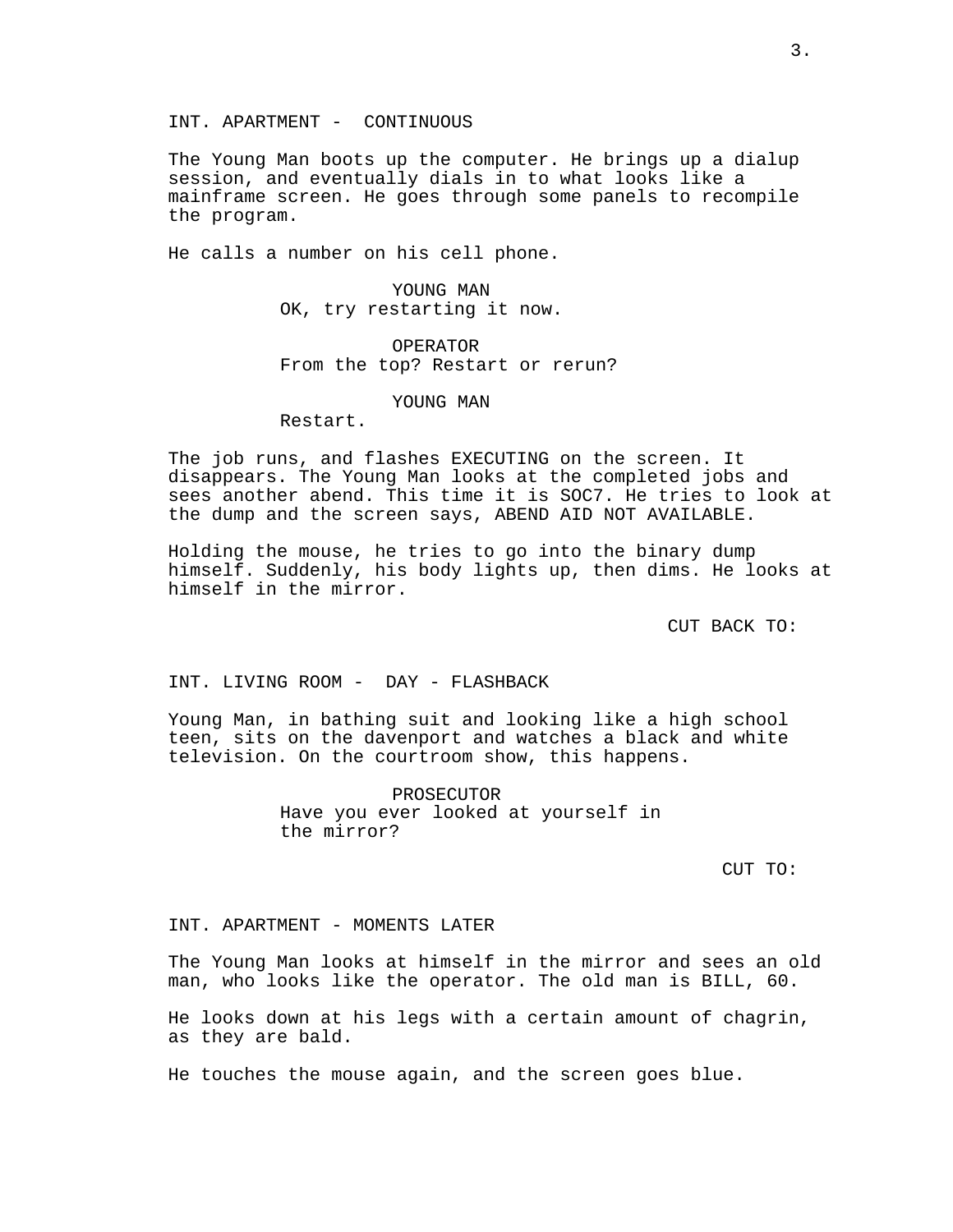INT. APARTMENT - CONTINUOUS

The Young Man boots up the computer. He brings up a dialup session, and eventually dials in to what looks like a mainframe screen. He goes through some panels to recompile the program.

He calls a number on his cell phone.

YOUNG MAN
OK, try restarting it now.

OPERATOR
From the top? Restart or rerun?

YOUNG MAN
Restart.

The job runs, and flashes EXECUTING on the screen. It disappears. The Young Man looks at the completed jobs and sees another abend. This time it is SOC7. He tries to look at the dump and the screen says, ABEND AID NOT AVAILABLE.

Holding the mouse, he tries to go into the binary dump himself. Suddenly, his body lights up, then dims. He looks at himself in the mirror.

CUT BACK TO:

INT. LIVING ROOM - DAY - FLASHBACK

Young Man, in bathing suit and looking like a high school teen, sits on the davenport and watches a black and white television. On the courtroom show, this happens.

PROSECUTOR
Have you ever looked at yourself in the mirror?

CUT TO:

INT. APARTMENT - MOMENTS LATER

The Young Man looks at himself in the mirror and sees an old man, who looks like the operator. The old man is BILL, 60.

He looks down at his legs with a certain amount of chagrin, as they are bald.

He touches the mouse again, and the screen goes blue.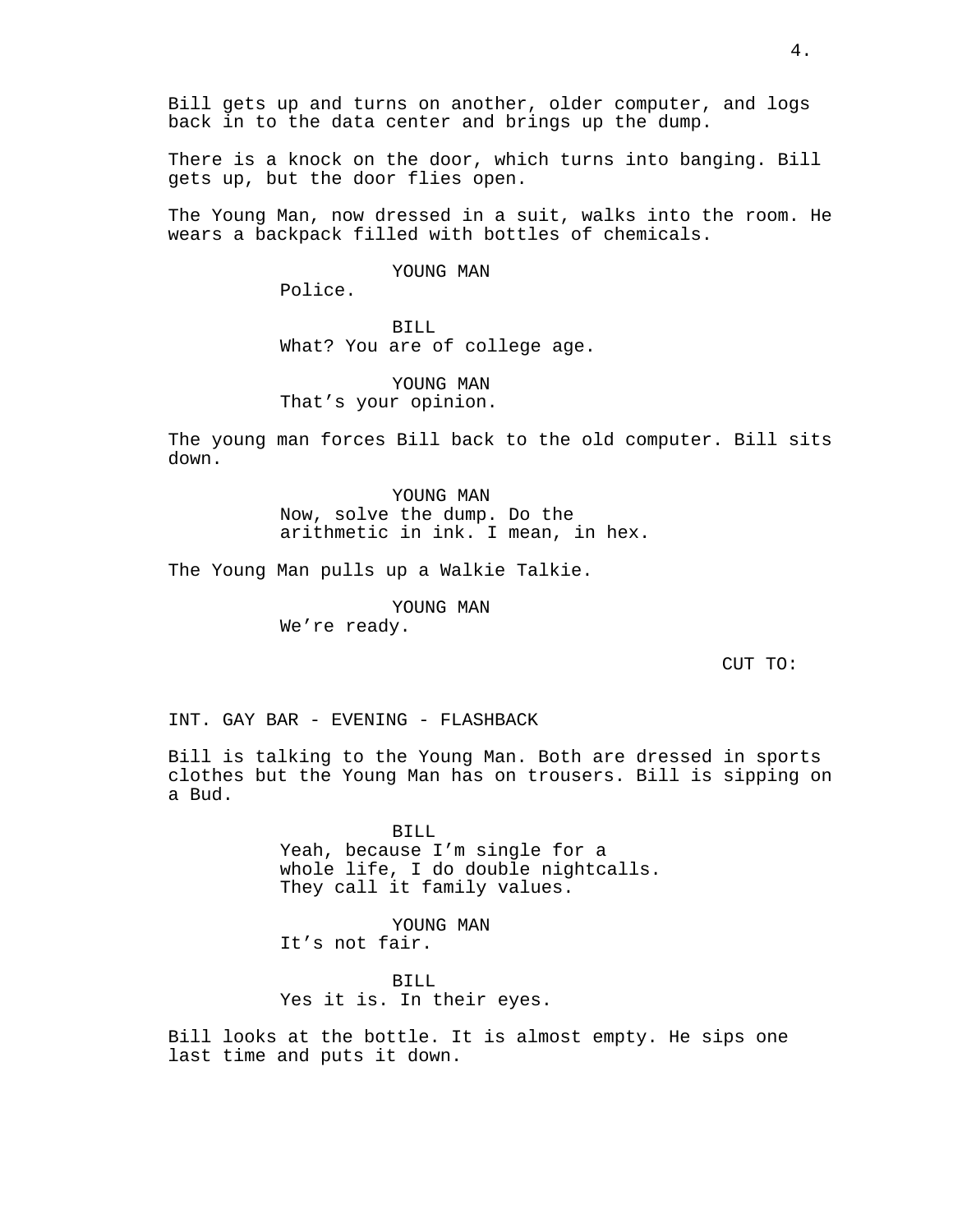Bill gets up and turns on another, older computer, and logs back in to the data center and brings up the dump.

There is a knock on the door, which turns into banging. Bill gets up, but the door flies open.

The Young Man, now dressed in a suit, walks into the room. He wears a backpack filled with bottles of chemicals.

YOUNG MAN
Police.

BILL
What? You are of college age.

YOUNG MAN
That's your opinion.

The young man forces Bill back to the old computer. Bill sits down.

YOUNG MAN
Now, solve the dump. Do the arithmetic in ink. I mean, in hex.

The Young Man pulls up a Walkie Talkie.

YOUNG MAN
We're ready.

CUT TO:

INT. GAY BAR - EVENING - FLASHBACK

Bill is talking to the Young Man. Both are dressed in sports clothes but the Young Man has on trousers. Bill is sipping on a Bud.

BILL
Yeah, because I'm single for a whole life, I do double nightcalls. They call it family values.

YOUNG MAN
It's not fair.

BILL
Yes it is. In their eyes.

Bill looks at the bottle. It is almost empty. He sips one last time and puts it down.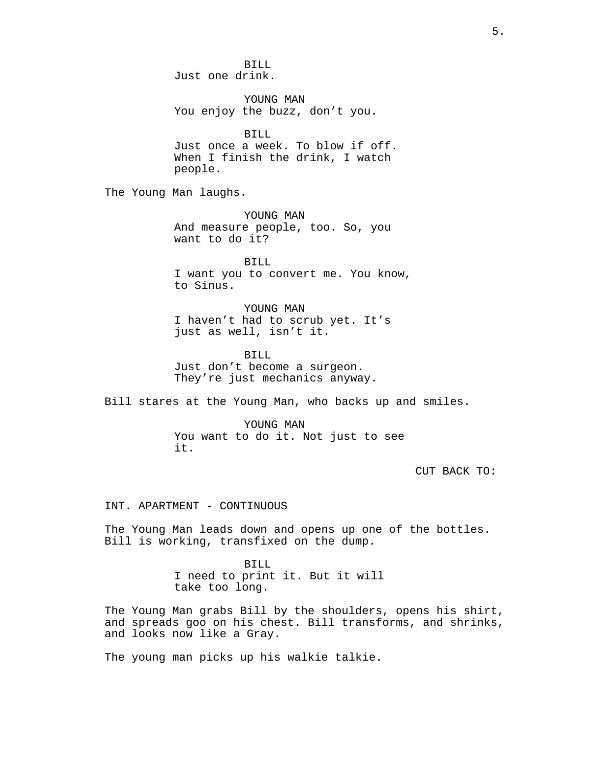BILL
Just one drink.

YOUNG MAN
You enjoy the buzz, don't you.

BILL
Just once a week. To blow if off. When I finish the drink, I watch people.

The Young Man laughs.

YOUNG MAN
And measure people, too. So, you want to do it?

BILL
I want you to convert me. You know, to Sinus.

YOUNG MAN
I haven't had to scrub yet. It's just as well, isn't it.

BILL
Just don't become a surgeon. They're just mechanics anyway.

Bill stares at the Young Man, who backs up and smiles.

YOUNG MAN
You want to do it. Not just to see it.

CUT BACK TO:

INT. APARTMENT - CONTINUOUS

The Young Man leads down and opens up one of the bottles. Bill is working, transfixed on the dump.

BILL
I need to print it. But it will take too long.

The Young Man grabs Bill by the shoulders, opens his shirt, and spreads goo on his chest. Bill transforms, and shrinks, and looks now like a Gray.

The young man picks up his walkie talkie.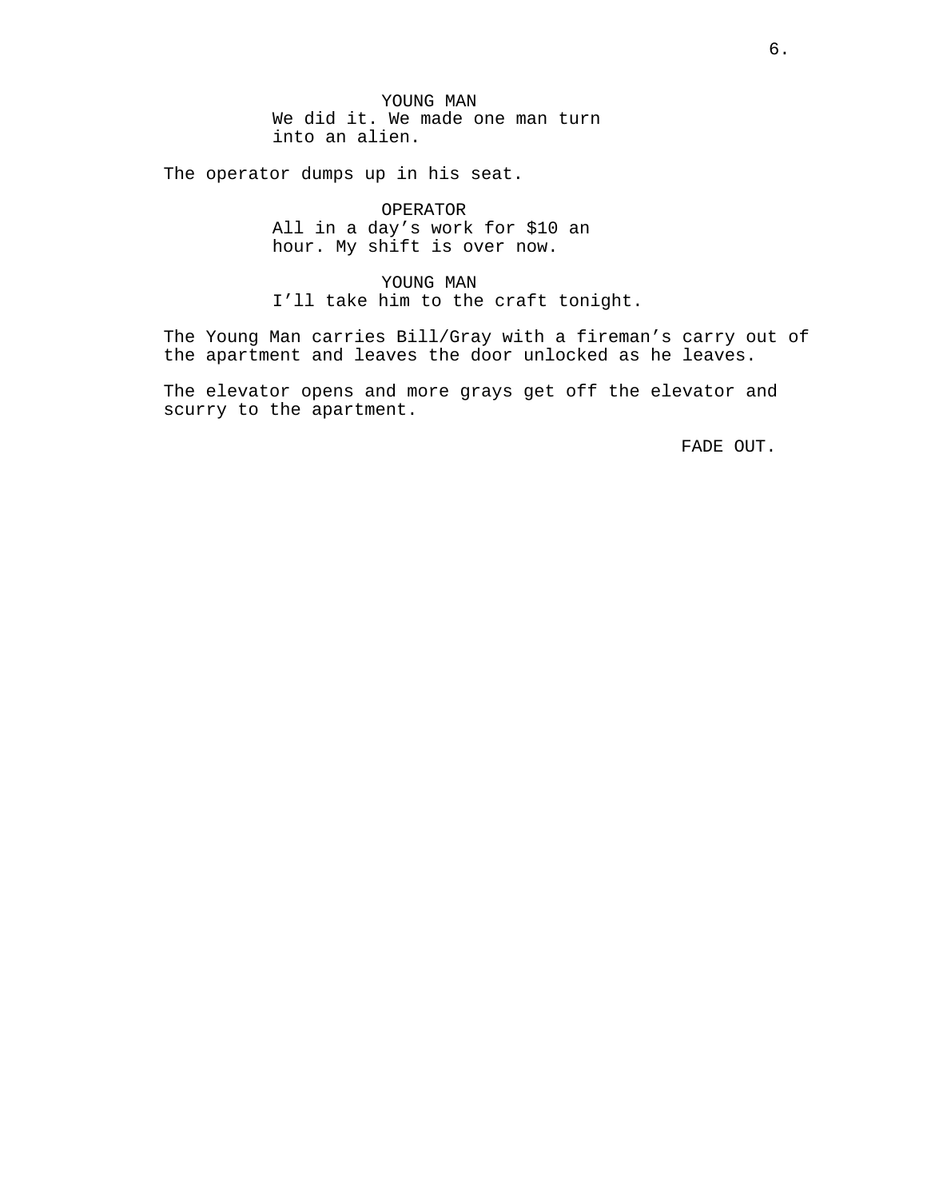YOUNG MAN
We did it. We made one man turn into an alien.

The operator dumps up in his seat.

OPERATOR
All in a day's work for $10 an hour. My shift is over now.

YOUNG MAN
I'll take him to the craft tonight.

The Young Man carries Bill/Gray with a fireman's carry out of the apartment and leaves the door unlocked as he leaves.

The elevator opens and more grays get off the elevator and scurry to the apartment.

FADE OUT.